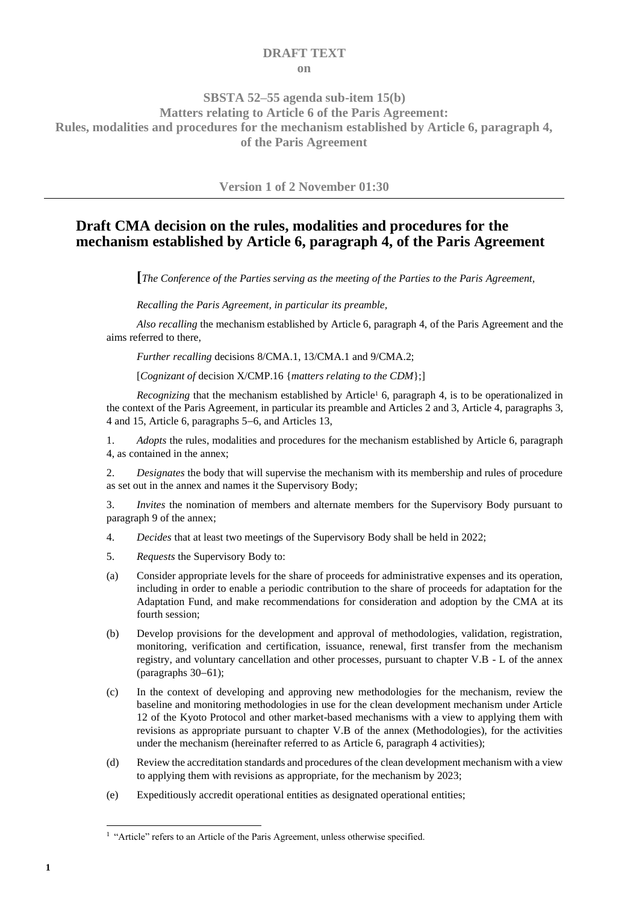**DRAFT TEXT**
**on**

**SBSTA 52–55 agenda sub-item 15(b)**
**Matters relating to Article 6 of the Paris Agreement:**
**Rules, modalities and procedures for the mechanism established by Article 6, paragraph 4, of the Paris Agreement**

**Version 1 of 2 November 01:30**

---

# Draft CMA decision on the rules, modalities and procedures for the mechanism established by Article 6, paragraph 4, of the Paris Agreement

[*The Conference of the Parties serving as the meeting of the Parties to the Paris Agreement,*

*Recalling the Paris Agreement, in particular its preamble,*

*Also recalling* the mechanism established by Article 6, paragraph 4, of the Paris Agreement and the aims referred to there,

*Further recalling* decisions 8/CMA.1, 13/CMA.1 and 9/CMA.2;

[*Cognizant of* decision X/CMP.16 {*matters relating to the CDM*};]

*Recognizing* that the mechanism established by Article[1] 6, paragraph 4, is to be operationalized in the context of the Paris Agreement, in particular its preamble and Articles 2 and 3, Article 4, paragraphs 3, 4 and 15, Article 6, paragraphs 5–6, and Articles 13,

1. *Adopts* the rules, modalities and procedures for the mechanism established by Article 6, paragraph 4, as contained in the annex;

2. *Designates* the body that will supervise the mechanism with its membership and rules of procedure as set out in the annex and names it the Supervisory Body;

3. *Invites* the nomination of members and alternate members for the Supervisory Body pursuant to paragraph 9 of the annex;

4. *Decides* that at least two meetings of the Supervisory Body shall be held in 2022;

5. *Requests* the Supervisory Body to:

(a) Consider appropriate levels for the share of proceeds for administrative expenses and its operation, including in order to enable a periodic contribution to the share of proceeds for adaptation for the Adaptation Fund, and make recommendations for consideration and adoption by the CMA at its fourth session;

(b) Develop provisions for the development and approval of methodologies, validation, registration, monitoring, verification and certification, issuance, renewal, first transfer from the mechanism registry, and voluntary cancellation and other processes, pursuant to chapter V.B - L of the annex (paragraphs 30–61);

(c) In the context of developing and approving new methodologies for the mechanism, review the baseline and monitoring methodologies in use for the clean development mechanism under Article 12 of the Kyoto Protocol and other market-based mechanisms with a view to applying them with revisions as appropriate pursuant to chapter V.B of the annex (Methodologies), for the activities under the mechanism (hereinafter referred to as Article 6, paragraph 4 activities);

(d) Review the accreditation standards and procedures of the clean development mechanism with a view to applying them with revisions as appropriate, for the mechanism by 2023;

(e) Expeditiously accredit operational entities as designated operational entities;

---

[1] "Article" refers to an Article of the Paris Agreement, unless otherwise specified.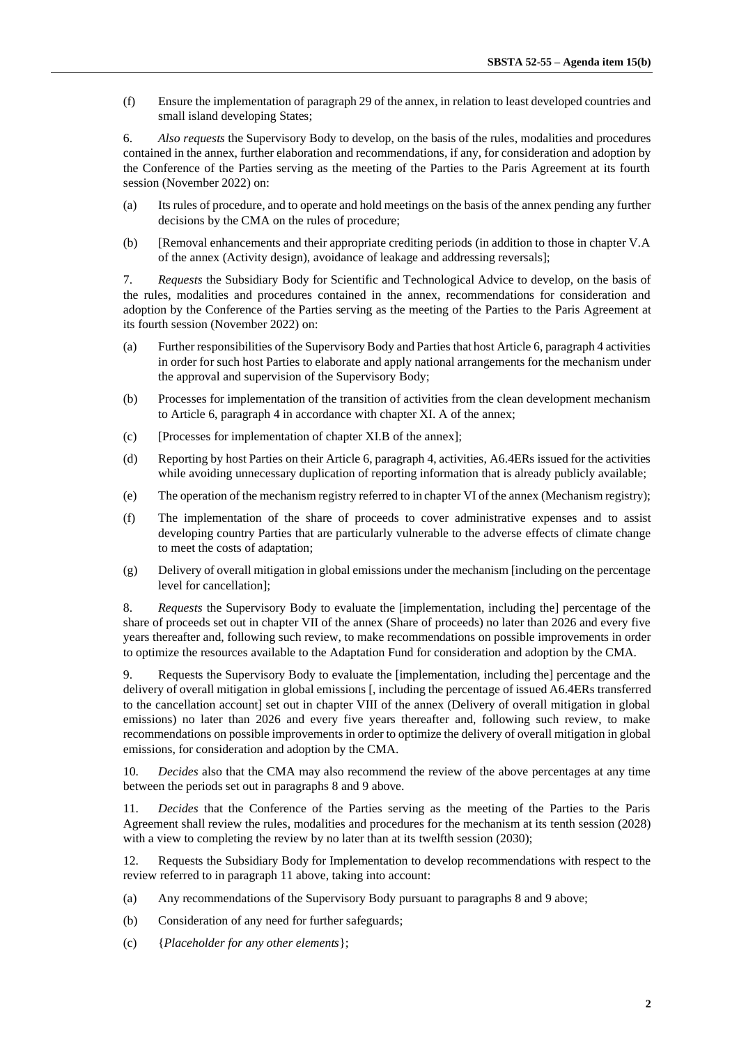(f) Ensure the implementation of paragraph 29 of the annex, in relation to least developed countries and small island developing States;

6. *Also requests* the Supervisory Body to develop, on the basis of the rules, modalities and procedures contained in the annex, further elaboration and recommendations, if any, for consideration and adoption by the Conference of the Parties serving as the meeting of the Parties to the Paris Agreement at its fourth session (November 2022) on:

(a) Its rules of procedure, and to operate and hold meetings on the basis of the annex pending any further decisions by the CMA on the rules of procedure;

(b) [Removal enhancements and their appropriate crediting periods (in addition to those in chapter V.A of the annex (Activity design), avoidance of leakage and addressing reversals];

7. *Requests* the Subsidiary Body for Scientific and Technological Advice to develop, on the basis of the rules, modalities and procedures contained in the annex, recommendations for consideration and adoption by the Conference of the Parties serving as the meeting of the Parties to the Paris Agreement at its fourth session (November 2022) on:

(a) Further responsibilities of the Supervisory Body and Parties that host Article 6, paragraph 4 activities in order for such host Parties to elaborate and apply national arrangements for the mechanism under the approval and supervision of the Supervisory Body;

(b) Processes for implementation of the transition of activities from the clean development mechanism to Article 6, paragraph 4 in accordance with chapter XI. A of the annex;

(c) [Processes for implementation of chapter XI.B of the annex];

(d) Reporting by host Parties on their Article 6, paragraph 4, activities, A6.4ERs issued for the activities while avoiding unnecessary duplication of reporting information that is already publicly available;

(e) The operation of the mechanism registry referred to in chapter VI of the annex (Mechanism registry);

(f) The implementation of the share of proceeds to cover administrative expenses and to assist developing country Parties that are particularly vulnerable to the adverse effects of climate change to meet the costs of adaptation;

(g) Delivery of overall mitigation in global emissions under the mechanism [including on the percentage level for cancellation];

8. *Requests* the Supervisory Body to evaluate the [implementation, including the] percentage of the share of proceeds set out in chapter VII of the annex (Share of proceeds) no later than 2026 and every five years thereafter and, following such review, to make recommendations on possible improvements in order to optimize the resources available to the Adaptation Fund for consideration and adoption by the CMA.

9. Requests the Supervisory Body to evaluate the [implementation, including the] percentage and the delivery of overall mitigation in global emissions [, including the percentage of issued A6.4ERs transferred to the cancellation account] set out in chapter VIII of the annex (Delivery of overall mitigation in global emissions) no later than 2026 and every five years thereafter and, following such review, to make recommendations on possible improvements in order to optimize the delivery of overall mitigation in global emissions, for consideration and adoption by the CMA.

10. *Decides* also that the CMA may also recommend the review of the above percentages at any time between the periods set out in paragraphs 8 and 9 above.

11. *Decides* that the Conference of the Parties serving as the meeting of the Parties to the Paris Agreement shall review the rules, modalities and procedures for the mechanism at its tenth session (2028) with a view to completing the review by no later than at its twelfth session (2030);

12. Requests the Subsidiary Body for Implementation to develop recommendations with respect to the review referred to in paragraph 11 above, taking into account:

(a) Any recommendations of the Supervisory Body pursuant to paragraphs 8 and 9 above;

(b) Consideration of any need for further safeguards;

(c) {*Placeholder for any other elements*};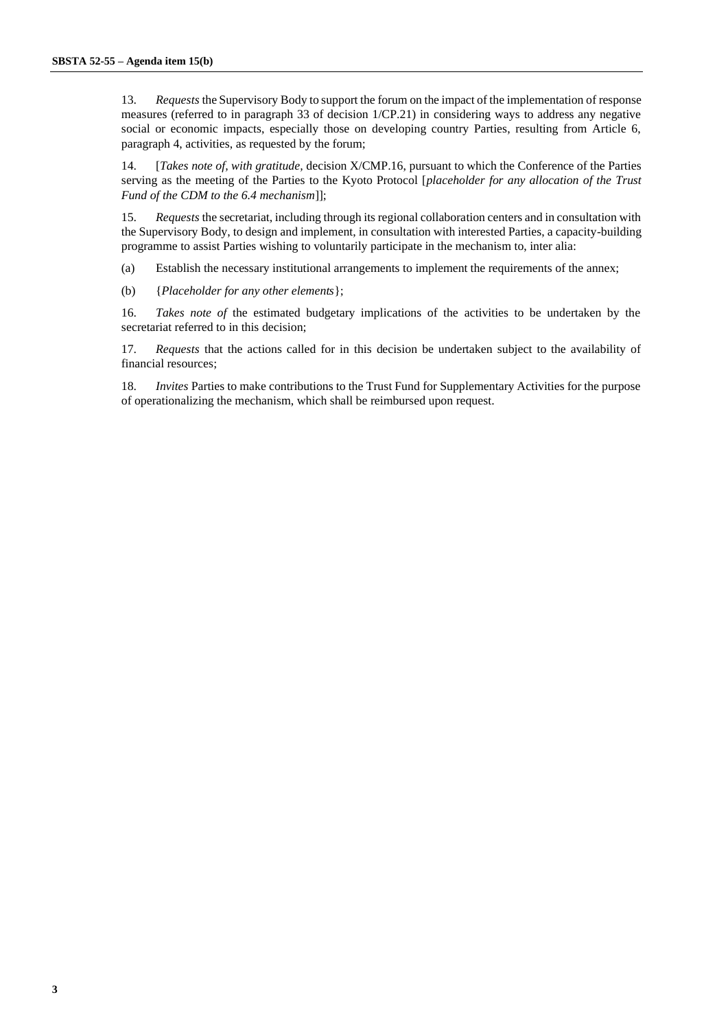13. *Requests* the Supervisory Body to support the forum on the impact of the implementation of response measures (referred to in paragraph 33 of decision 1/CP.21) in considering ways to address any negative social or economic impacts, especially those on developing country Parties, resulting from Article 6, paragraph 4, activities, as requested by the forum;

14. [*Takes note of, with gratitude,* decision X/CMP.16, pursuant to which the Conference of the Parties serving as the meeting of the Parties to the Kyoto Protocol [*placeholder for any allocation of the Trust Fund of the CDM to the 6.4 mechanism*]];

15. *Requests* the secretariat, including through its regional collaboration centers and in consultation with the Supervisory Body, to design and implement, in consultation with interested Parties, a capacity-building programme to assist Parties wishing to voluntarily participate in the mechanism to, inter alia:

(a) Establish the necessary institutional arrangements to implement the requirements of the annex;

(b) {*Placeholder for any other elements*};

16. *Takes note of* the estimated budgetary implications of the activities to be undertaken by the secretariat referred to in this decision;

17. *Requests* that the actions called for in this decision be undertaken subject to the availability of financial resources;

18. *Invites* Parties to make contributions to the Trust Fund for Supplementary Activities for the purpose of operationalizing the mechanism, which shall be reimbursed upon request.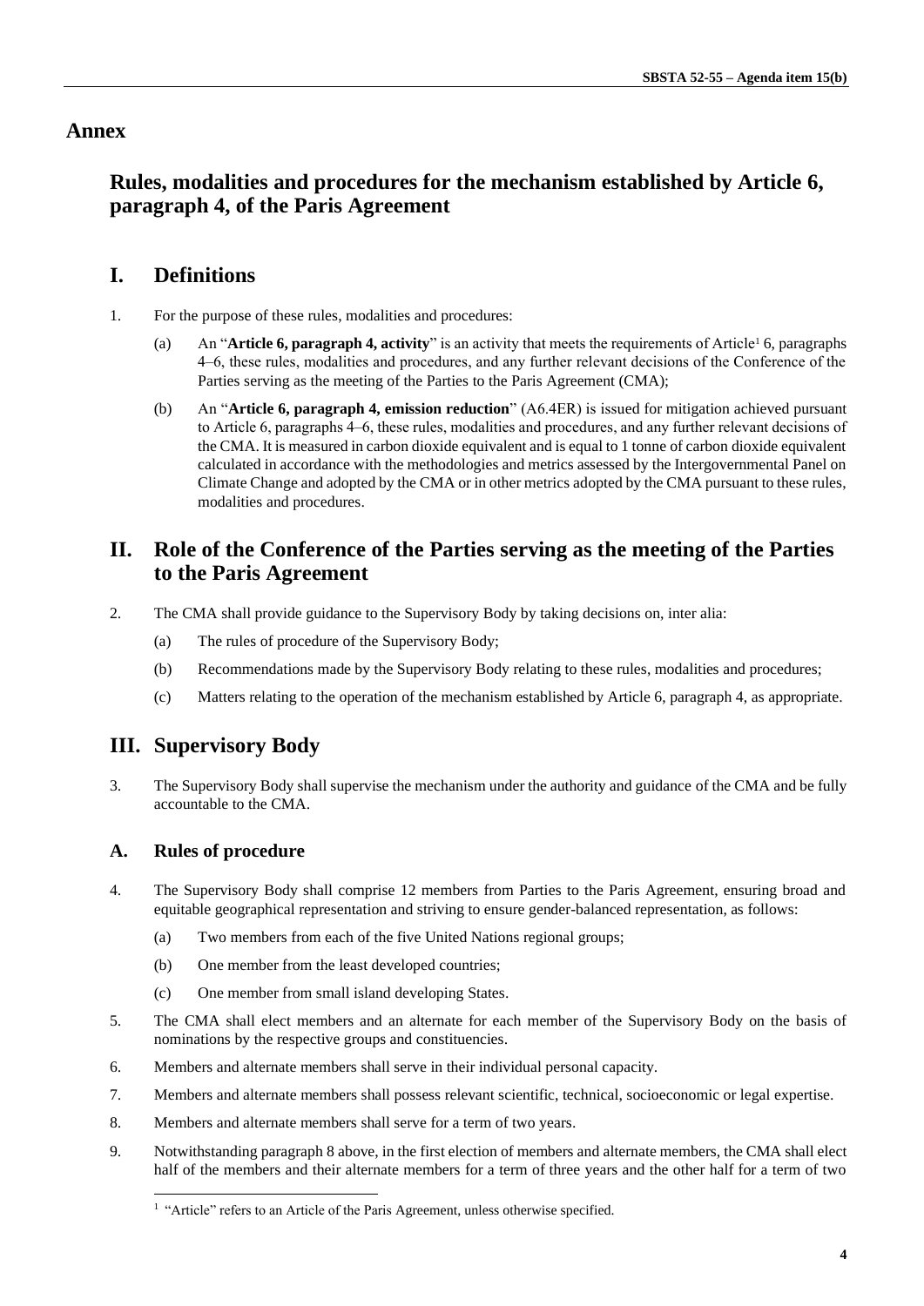# Annex

## Rules, modalities and procedures for the mechanism established by Article 6, paragraph 4, of the Paris Agreement

## I. Definitions

1. For the purpose of these rules, modalities and procedures:

   (a) An "**Article 6, paragraph 4, activity**" is an activity that meets the requirements of Article[1] 6, paragraphs 4–6, these rules, modalities and procedures, and any further relevant decisions of the Conference of the Parties serving as the meeting of the Parties to the Paris Agreement (CMA);

   (b) An "**Article 6, paragraph 4, emission reduction**" (A6.4ER) is issued for mitigation achieved pursuant to Article 6, paragraphs 4–6, these rules, modalities and procedures, and any further relevant decisions of the CMA. It is measured in carbon dioxide equivalent and is equal to 1 tonne of carbon dioxide equivalent calculated in accordance with the methodologies and metrics assessed by the Intergovernmental Panel on Climate Change and adopted by the CMA or in other metrics adopted by the CMA pursuant to these rules, modalities and procedures.

## II. Role of the Conference of the Parties serving as the meeting of the Parties to the Paris Agreement

2. The CMA shall provide guidance to the Supervisory Body by taking decisions on, inter alia:

   (a) The rules of procedure of the Supervisory Body;

   (b) Recommendations made by the Supervisory Body relating to these rules, modalities and procedures;

   (c) Matters relating to the operation of the mechanism established by Article 6, paragraph 4, as appropriate.

## III. Supervisory Body

3. The Supervisory Body shall supervise the mechanism under the authority and guidance of the CMA and be fully accountable to the CMA.

### A. Rules of procedure

4. The Supervisory Body shall comprise 12 members from Parties to the Paris Agreement, ensuring broad and equitable geographical representation and striving to ensure gender-balanced representation, as follows:

   (a) Two members from each of the five United Nations regional groups;

   (b) One member from the least developed countries;

   (c) One member from small island developing States.

5. The CMA shall elect members and an alternate for each member of the Supervisory Body on the basis of nominations by the respective groups and constituencies.

6. Members and alternate members shall serve in their individual personal capacity.

7. Members and alternate members shall possess relevant scientific, technical, socioeconomic or legal expertise.

8. Members and alternate members shall serve for a term of two years.

9. Notwithstanding paragraph 8 above, in the first election of members and alternate members, the CMA shall elect half of the members and their alternate members for a term of three years and the other half for a term of two

[1] "Article" refers to an Article of the Paris Agreement, unless otherwise specified.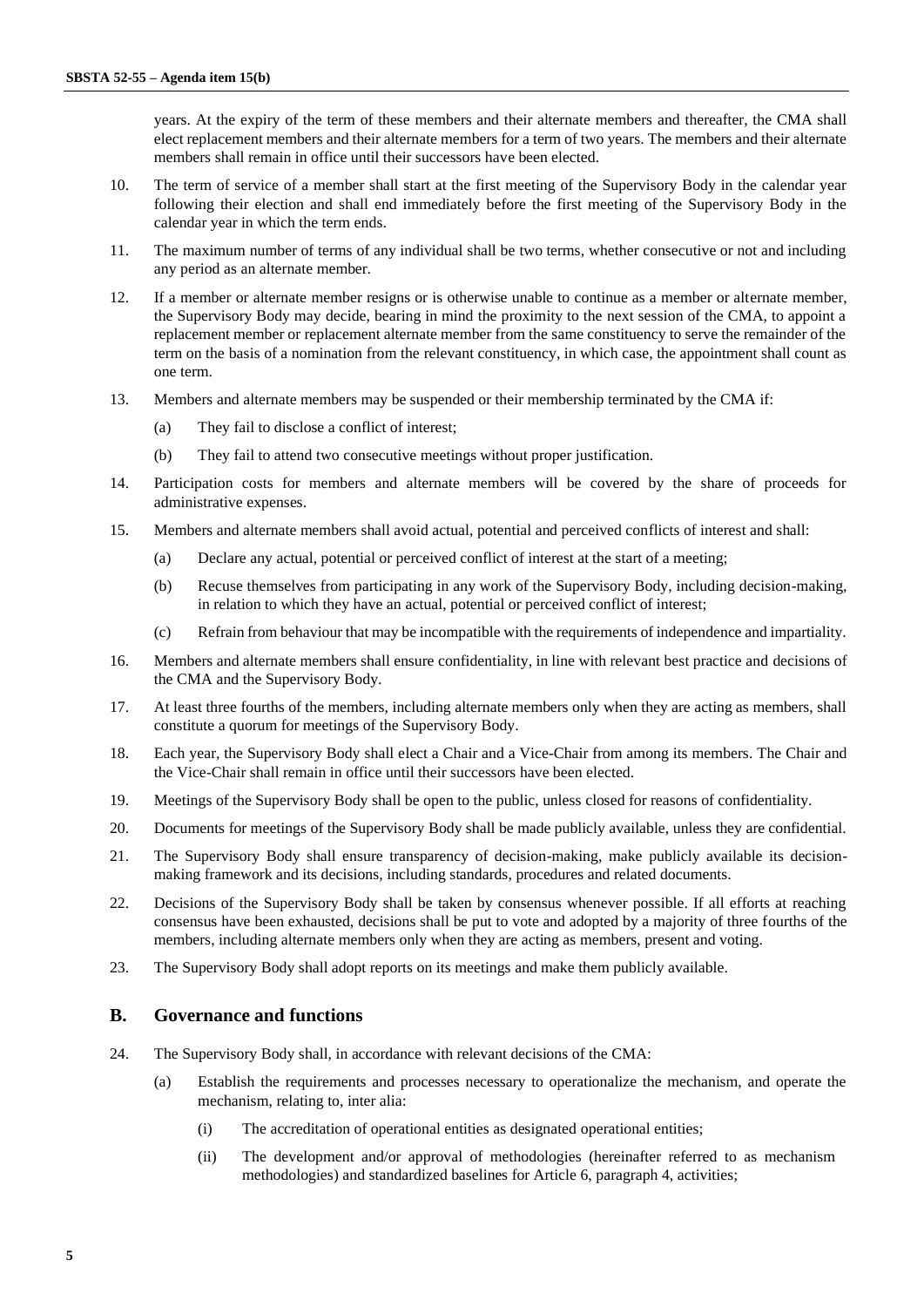years. At the expiry of the term of these members and their alternate members and thereafter, the CMA shall elect replacement members and their alternate members for a term of two years. The members and their alternate members shall remain in office until their successors have been elected.

10. The term of service of a member shall start at the first meeting of the Supervisory Body in the calendar year following their election and shall end immediately before the first meeting of the Supervisory Body in the calendar year in which the term ends.

11. The maximum number of terms of any individual shall be two terms, whether consecutive or not and including any period as an alternate member.

12. If a member or alternate member resigns or is otherwise unable to continue as a member or alternate member, the Supervisory Body may decide, bearing in mind the proximity to the next session of the CMA, to appoint a replacement member or replacement alternate member from the same constituency to serve the remainder of the term on the basis of a nomination from the relevant constituency, in which case, the appointment shall count as one term.

13. Members and alternate members may be suspended or their membership terminated by the CMA if:

    (a) They fail to disclose a conflict of interest;

    (b) They fail to attend two consecutive meetings without proper justification.

14. Participation costs for members and alternate members will be covered by the share of proceeds for administrative expenses.

15. Members and alternate members shall avoid actual, potential and perceived conflicts of interest and shall:

    (a) Declare any actual, potential or perceived conflict of interest at the start of a meeting;

    (b) Recuse themselves from participating in any work of the Supervisory Body, including decision-making, in relation to which they have an actual, potential or perceived conflict of interest;

    (c) Refrain from behaviour that may be incompatible with the requirements of independence and impartiality.

16. Members and alternate members shall ensure confidentiality, in line with relevant best practice and decisions of the CMA and the Supervisory Body.

17. At least three fourths of the members, including alternate members only when they are acting as members, shall constitute a quorum for meetings of the Supervisory Body.

18. Each year, the Supervisory Body shall elect a Chair and a Vice-Chair from among its members. The Chair and the Vice-Chair shall remain in office until their successors have been elected.

19. Meetings of the Supervisory Body shall be open to the public, unless closed for reasons of confidentiality.

20. Documents for meetings of the Supervisory Body shall be made publicly available, unless they are confidential.

21. The Supervisory Body shall ensure transparency of decision-making, make publicly available its decision-making framework and its decisions, including standards, procedures and related documents.

22. Decisions of the Supervisory Body shall be taken by consensus whenever possible. If all efforts at reaching consensus have been exhausted, decisions shall be put to vote and adopted by a majority of three fourths of the members, including alternate members only when they are acting as members, present and voting.

23. The Supervisory Body shall adopt reports on its meetings and make them publicly available.

## B. Governance and functions

24. The Supervisory Body shall, in accordance with relevant decisions of the CMA:

    (a) Establish the requirements and processes necessary to operationalize the mechanism, and operate the mechanism, relating to, inter alia:

        (i) The accreditation of operational entities as designated operational entities;

        (ii) The development and/or approval of methodologies (hereinafter referred to as mechanism methodologies) and standardized baselines for Article 6, paragraph 4, activities;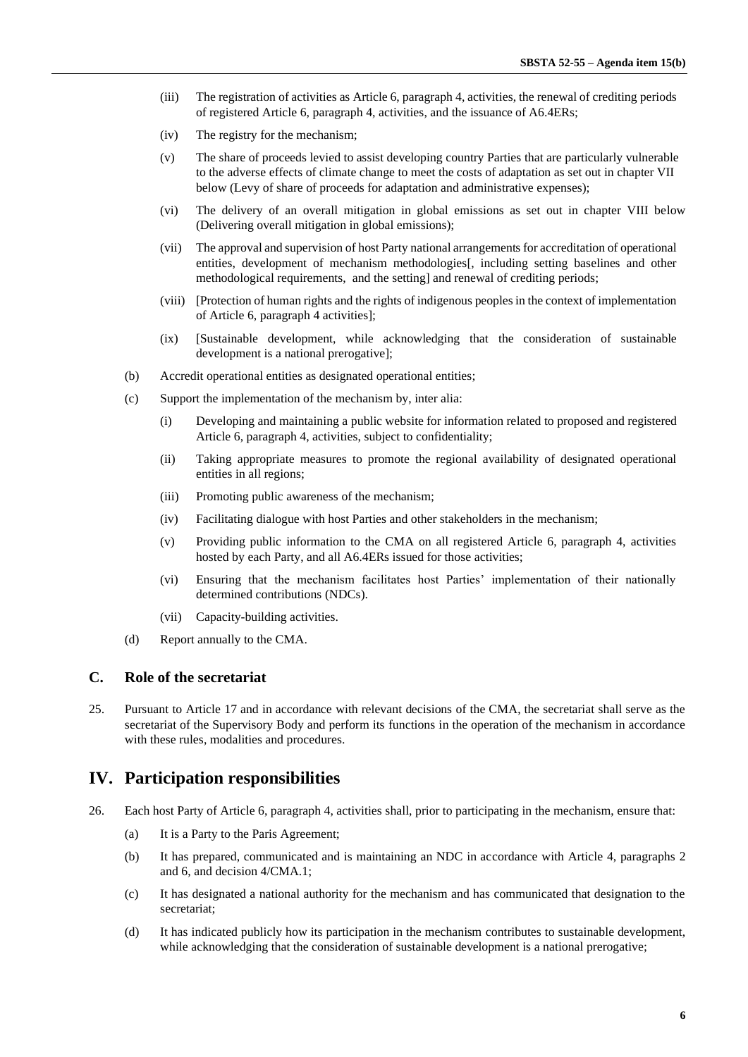(iii) The registration of activities as Article 6, paragraph 4, activities, the renewal of crediting periods of registered Article 6, paragraph 4, activities, and the issuance of A6.4ERs;

(iv) The registry for the mechanism;

(v) The share of proceeds levied to assist developing country Parties that are particularly vulnerable to the adverse effects of climate change to meet the costs of adaptation as set out in chapter VII below (Levy of share of proceeds for adaptation and administrative expenses);

(vi) The delivery of an overall mitigation in global emissions as set out in chapter VIII below (Delivering overall mitigation in global emissions);

(vii) The approval and supervision of host Party national arrangements for accreditation of operational entities, development of mechanism methodologies[, including setting baselines and other methodological requirements, and the setting] and renewal of crediting periods;

(viii) [Protection of human rights and the rights of indigenous peoples in the context of implementation of Article 6, paragraph 4 activities];

(ix) [Sustainable development, while acknowledging that the consideration of sustainable development is a national prerogative];

(b) Accredit operational entities as designated operational entities;

(c) Support the implementation of the mechanism by, inter alia:

(i) Developing and maintaining a public website for information related to proposed and registered Article 6, paragraph 4, activities, subject to confidentiality;

(ii) Taking appropriate measures to promote the regional availability of designated operational entities in all regions;

(iii) Promoting public awareness of the mechanism;

(iv) Facilitating dialogue with host Parties and other stakeholders in the mechanism;

(v) Providing public information to the CMA on all registered Article 6, paragraph 4, activities hosted by each Party, and all A6.4ERs issued for those activities;

(vi) Ensuring that the mechanism facilitates host Parties' implementation of their nationally determined contributions (NDCs).

(vii) Capacity-building activities.

(d) Report annually to the CMA.

### C. Role of the secretariat

25. Pursuant to Article 17 and in accordance with relevant decisions of the CMA, the secretariat shall serve as the secretariat of the Supervisory Body and perform its functions in the operation of the mechanism in accordance with these rules, modalities and procedures.

## IV. Participation responsibilities

26. Each host Party of Article 6, paragraph 4, activities shall, prior to participating in the mechanism, ensure that:

(a) It is a Party to the Paris Agreement;

(b) It has prepared, communicated and is maintaining an NDC in accordance with Article 4, paragraphs 2 and 6, and decision 4/CMA.1;

(c) It has designated a national authority for the mechanism and has communicated that designation to the secretariat;

(d) It has indicated publicly how its participation in the mechanism contributes to sustainable development, while acknowledging that the consideration of sustainable development is a national prerogative;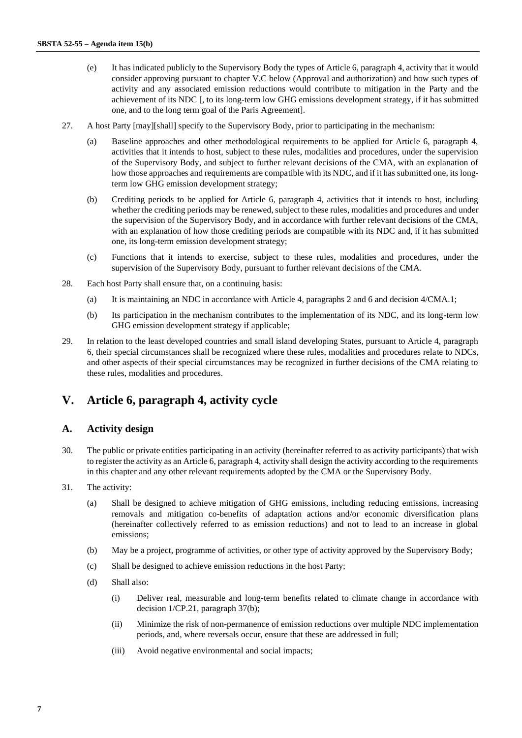(e) It has indicated publicly to the Supervisory Body the types of Article 6, paragraph 4, activity that it would consider approving pursuant to chapter V.C below (Approval and authorization) and how such types of activity and any associated emission reductions would contribute to mitigation in the Party and the achievement of its NDC [, to its long-term low GHG emissions development strategy, if it has submitted one, and to the long term goal of the Paris Agreement].

27. A host Party [may][shall] specify to the Supervisory Body, prior to participating in the mechanism:

(a) Baseline approaches and other methodological requirements to be applied for Article 6, paragraph 4, activities that it intends to host, subject to these rules, modalities and procedures, under the supervision of the Supervisory Body, and subject to further relevant decisions of the CMA, with an explanation of how those approaches and requirements are compatible with its NDC, and if it has submitted one, its long-term low GHG emission development strategy;

(b) Crediting periods to be applied for Article 6, paragraph 4, activities that it intends to host, including whether the crediting periods may be renewed, subject to these rules, modalities and procedures and under the supervision of the Supervisory Body, and in accordance with further relevant decisions of the CMA, with an explanation of how those crediting periods are compatible with its NDC and, if it has submitted one, its long-term emission development strategy;

(c) Functions that it intends to exercise, subject to these rules, modalities and procedures, under the supervision of the Supervisory Body, pursuant to further relevant decisions of the CMA.

28. Each host Party shall ensure that, on a continuing basis:

(a) It is maintaining an NDC in accordance with Article 4, paragraphs 2 and 6 and decision 4/CMA.1;

(b) Its participation in the mechanism contributes to the implementation of its NDC, and its long-term low GHG emission development strategy if applicable;

29. In relation to the least developed countries and small island developing States, pursuant to Article 4, paragraph 6, their special circumstances shall be recognized where these rules, modalities and procedures relate to NDCs, and other aspects of their special circumstances may be recognized in further decisions of the CMA relating to these rules, modalities and procedures.

# V. Article 6, paragraph 4, activity cycle

## A. Activity design

30. The public or private entities participating in an activity (hereinafter referred to as activity participants) that wish to register the activity as an Article 6, paragraph 4, activity shall design the activity according to the requirements in this chapter and any other relevant requirements adopted by the CMA or the Supervisory Body.

31. The activity:

(a) Shall be designed to achieve mitigation of GHG emissions, including reducing emissions, increasing removals and mitigation co-benefits of adaptation actions and/or economic diversification plans (hereinafter collectively referred to as emission reductions) and not to lead to an increase in global emissions;

(b) May be a project, programme of activities, or other type of activity approved by the Supervisory Body;

(c) Shall be designed to achieve emission reductions in the host Party;

(d) Shall also:

(i) Deliver real, measurable and long-term benefits related to climate change in accordance with decision 1/CP.21, paragraph 37(b);

(ii) Minimize the risk of non-permanence of emission reductions over multiple NDC implementation periods, and, where reversals occur, ensure that these are addressed in full;

(iii) Avoid negative environmental and social impacts;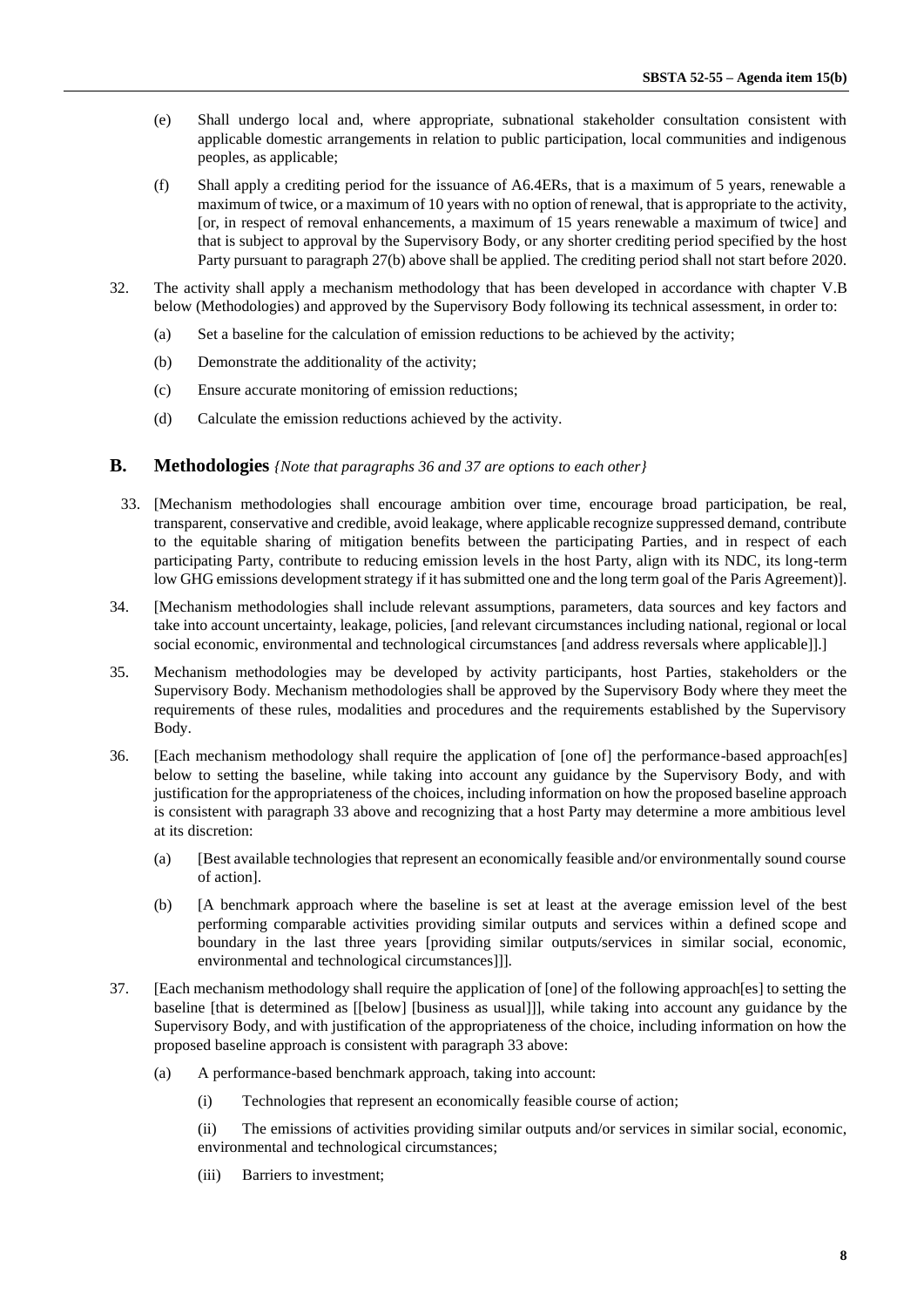(e) Shall undergo local and, where appropriate, subnational stakeholder consultation consistent with applicable domestic arrangements in relation to public participation, local communities and indigenous peoples, as applicable;

(f) Shall apply a crediting period for the issuance of A6.4ERs, that is a maximum of 5 years, renewable a maximum of twice, or a maximum of 10 years with no option of renewal, that is appropriate to the activity, [or, in respect of removal enhancements, a maximum of 15 years renewable a maximum of twice] and that is subject to approval by the Supervisory Body, or any shorter crediting period specified by the host Party pursuant to paragraph 27(b) above shall be applied. The crediting period shall not start before 2020.

32. The activity shall apply a mechanism methodology that has been developed in accordance with chapter V.B below (Methodologies) and approved by the Supervisory Body following its technical assessment, in order to:

(a) Set a baseline for the calculation of emission reductions to be achieved by the activity;

(b) Demonstrate the additionality of the activity;

(c) Ensure accurate monitoring of emission reductions;

(d) Calculate the emission reductions achieved by the activity.

## B. Methodologies *{Note that paragraphs 36 and 37 are options to each other}*

33. [Mechanism methodologies shall encourage ambition over time, encourage broad participation, be real, transparent, conservative and credible, avoid leakage, where applicable recognize suppressed demand, contribute to the equitable sharing of mitigation benefits between the participating Parties, and in respect of each participating Party, contribute to reducing emission levels in the host Party, align with its NDC, its long-term low GHG emissions development strategy if it has submitted one and the long term goal of the Paris Agreement)].

34. [Mechanism methodologies shall include relevant assumptions, parameters, data sources and key factors and take into account uncertainty, leakage, policies, [and relevant circumstances including national, regional or local social economic, environmental and technological circumstances [and address reversals where applicable]].]

35. Mechanism methodologies may be developed by activity participants, host Parties, stakeholders or the Supervisory Body. Mechanism methodologies shall be approved by the Supervisory Body where they meet the requirements of these rules, modalities and procedures and the requirements established by the Supervisory Body.

36. [Each mechanism methodology shall require the application of [one of] the performance-based approach[es] below to setting the baseline, while taking into account any guidance by the Supervisory Body, and with justification for the appropriateness of the choices, including information on how the proposed baseline approach is consistent with paragraph 33 above and recognizing that a host Party may determine a more ambitious level at its discretion:

(a) [Best available technologies that represent an economically feasible and/or environmentally sound course of action].

(b) [A benchmark approach where the baseline is set at least at the average emission level of the best performing comparable activities providing similar outputs and services within a defined scope and boundary in the last three years [providing similar outputs/services in similar social, economic, environmental and technological circumstances]]].

37. [Each mechanism methodology shall require the application of [one] of the following approach[es] to setting the baseline [that is determined as [[below] [business as usual]]], while taking into account any guidance by the Supervisory Body, and with justification of the appropriateness of the choice, including information on how the proposed baseline approach is consistent with paragraph 33 above:

(a) A performance-based benchmark approach, taking into account:

(i) Technologies that represent an economically feasible course of action;

(ii) The emissions of activities providing similar outputs and/or services in similar social, economic, environmental and technological circumstances;

(iii) Barriers to investment;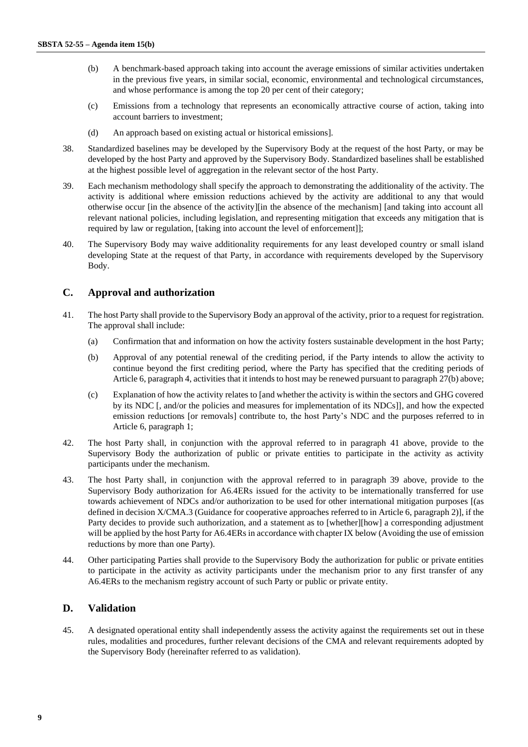(b) A benchmark-based approach taking into account the average emissions of similar activities undertaken in the previous five years, in similar social, economic, environmental and technological circumstances, and whose performance is among the top 20 per cent of their category;

(c) Emissions from a technology that represents an economically attractive course of action, taking into account barriers to investment;

(d) An approach based on existing actual or historical emissions].

38. Standardized baselines may be developed by the Supervisory Body at the request of the host Party, or may be developed by the host Party and approved by the Supervisory Body. Standardized baselines shall be established at the highest possible level of aggregation in the relevant sector of the host Party.

39. Each mechanism methodology shall specify the approach to demonstrating the additionality of the activity. The activity is additional where emission reductions achieved by the activity are additional to any that would otherwise occur [in the absence of the activity][in the absence of the mechanism] [and taking into account all relevant national policies, including legislation, and representing mitigation that exceeds any mitigation that is required by law or regulation, [taking into account the level of enforcement]];

40. The Supervisory Body may waive additionality requirements for any least developed country or small island developing State at the request of that Party, in accordance with requirements developed by the Supervisory Body.

## C. Approval and authorization

41. The host Party shall provide to the Supervisory Body an approval of the activity, prior to a request for registration. The approval shall include:

(a) Confirmation that and information on how the activity fosters sustainable development in the host Party;

(b) Approval of any potential renewal of the crediting period, if the Party intends to allow the activity to continue beyond the first crediting period, where the Party has specified that the crediting periods of Article 6, paragraph 4, activities that it intends to host may be renewed pursuant to paragraph 27(b) above;

(c) Explanation of how the activity relates to [and whether the activity is within the sectors and GHG covered by its NDC [, and/or the policies and measures for implementation of its NDCs]], and how the expected emission reductions [or removals] contribute to, the host Party's NDC and the purposes referred to in Article 6, paragraph 1;

42. The host Party shall, in conjunction with the approval referred to in paragraph 41 above, provide to the Supervisory Body the authorization of public or private entities to participate in the activity as activity participants under the mechanism.

43. The host Party shall, in conjunction with the approval referred to in paragraph 39 above, provide to the Supervisory Body authorization for A6.4ERs issued for the activity to be internationally transferred for use towards achievement of NDCs and/or authorization to be used for other international mitigation purposes [(as defined in decision X/CMA.3 (Guidance for cooperative approaches referred to in Article 6, paragraph 2)], if the Party decides to provide such authorization, and a statement as to [whether][how] a corresponding adjustment will be applied by the host Party for A6.4ERs in accordance with chapter IX below (Avoiding the use of emission reductions by more than one Party).

44. Other participating Parties shall provide to the Supervisory Body the authorization for public or private entities to participate in the activity as activity participants under the mechanism prior to any first transfer of any A6.4ERs to the mechanism registry account of such Party or public or private entity.

## D. Validation

45. A designated operational entity shall independently assess the activity against the requirements set out in these rules, modalities and procedures, further relevant decisions of the CMA and relevant requirements adopted by the Supervisory Body (hereinafter referred to as validation).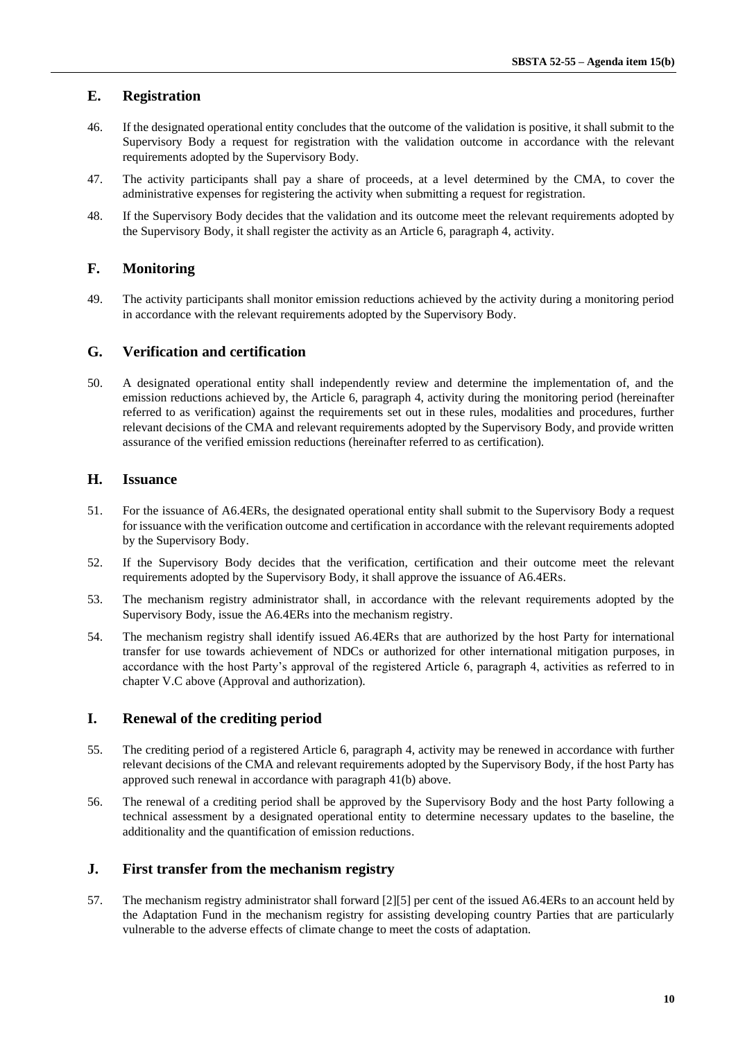## E. Registration

46. If the designated operational entity concludes that the outcome of the validation is positive, it shall submit to the Supervisory Body a request for registration with the validation outcome in accordance with the relevant requirements adopted by the Supervisory Body.

47. The activity participants shall pay a share of proceeds, at a level determined by the CMA, to cover the administrative expenses for registering the activity when submitting a request for registration.

48. If the Supervisory Body decides that the validation and its outcome meet the relevant requirements adopted by the Supervisory Body, it shall register the activity as an Article 6, paragraph 4, activity.

## F. Monitoring

49. The activity participants shall monitor emission reductions achieved by the activity during a monitoring period in accordance with the relevant requirements adopted by the Supervisory Body.

## G. Verification and certification

50. A designated operational entity shall independently review and determine the implementation of, and the emission reductions achieved by, the Article 6, paragraph 4, activity during the monitoring period (hereinafter referred to as verification) against the requirements set out in these rules, modalities and procedures, further relevant decisions of the CMA and relevant requirements adopted by the Supervisory Body, and provide written assurance of the verified emission reductions (hereinafter referred to as certification).

## H. Issuance

51. For the issuance of A6.4ERs, the designated operational entity shall submit to the Supervisory Body a request for issuance with the verification outcome and certification in accordance with the relevant requirements adopted by the Supervisory Body.

52. If the Supervisory Body decides that the verification, certification and their outcome meet the relevant requirements adopted by the Supervisory Body, it shall approve the issuance of A6.4ERs.

53. The mechanism registry administrator shall, in accordance with the relevant requirements adopted by the Supervisory Body, issue the A6.4ERs into the mechanism registry.

54. The mechanism registry shall identify issued A6.4ERs that are authorized by the host Party for international transfer for use towards achievement of NDCs or authorized for other international mitigation purposes, in accordance with the host Party's approval of the registered Article 6, paragraph 4, activities as referred to in chapter V.C above (Approval and authorization).

## I. Renewal of the crediting period

55. The crediting period of a registered Article 6, paragraph 4, activity may be renewed in accordance with further relevant decisions of the CMA and relevant requirements adopted by the Supervisory Body, if the host Party has approved such renewal in accordance with paragraph 41(b) above.

56. The renewal of a crediting period shall be approved by the Supervisory Body and the host Party following a technical assessment by a designated operational entity to determine necessary updates to the baseline, the additionality and the quantification of emission reductions.

## J. First transfer from the mechanism registry

57. The mechanism registry administrator shall forward [2][5] per cent of the issued A6.4ERs to an account held by the Adaptation Fund in the mechanism registry for assisting developing country Parties that are particularly vulnerable to the adverse effects of climate change to meet the costs of adaptation.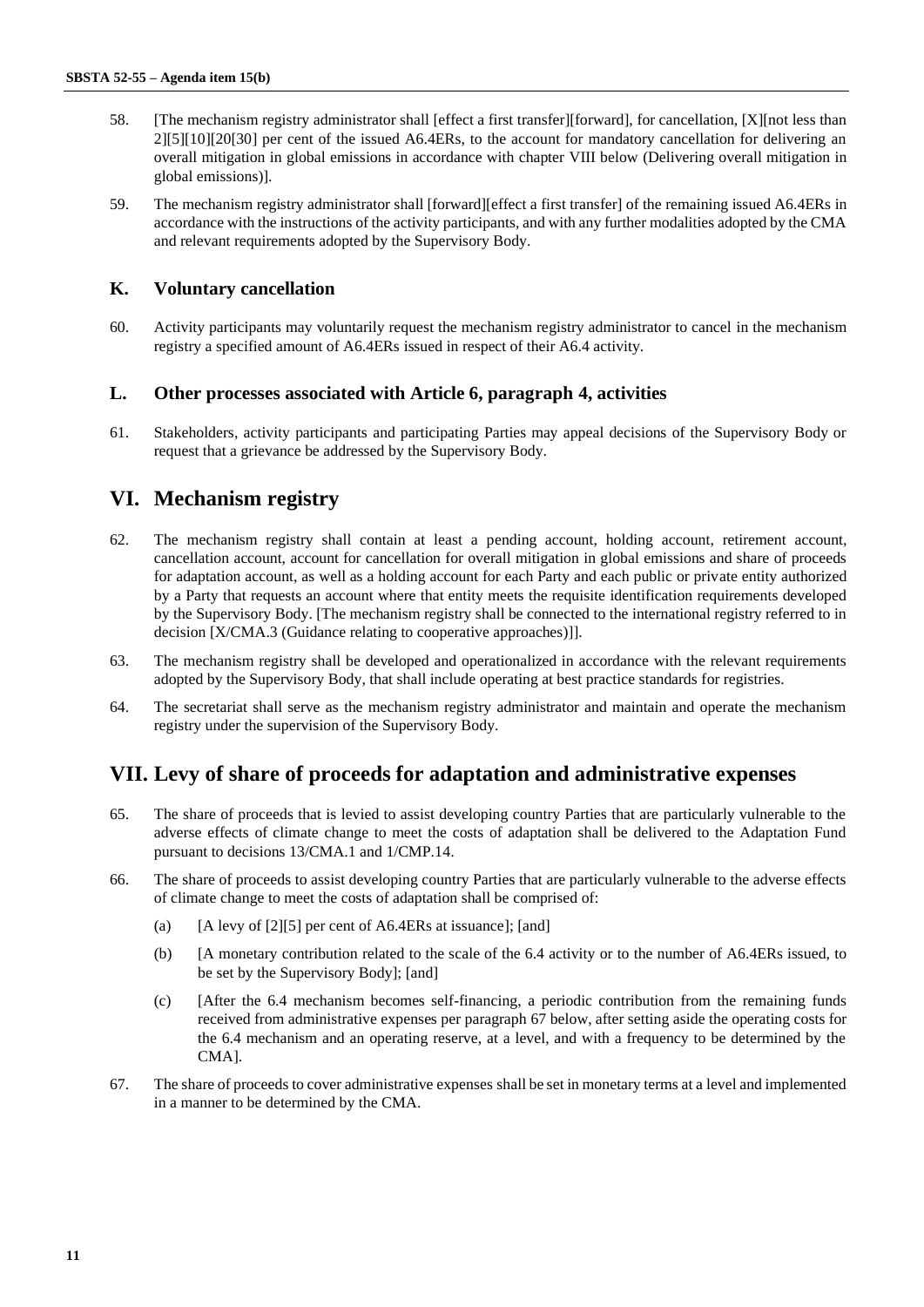58. [The mechanism registry administrator shall [effect a first transfer][forward], for cancellation, [X][not less than 2][5][10][20[30] per cent of the issued A6.4ERs, to the account for mandatory cancellation for delivering an overall mitigation in global emissions in accordance with chapter VIII below (Delivering overall mitigation in global emissions)].

59. The mechanism registry administrator shall [forward][effect a first transfer] of the remaining issued A6.4ERs in accordance with the instructions of the activity participants, and with any further modalities adopted by the CMA and relevant requirements adopted by the Supervisory Body.

### K. Voluntary cancellation

60. Activity participants may voluntarily request the mechanism registry administrator to cancel in the mechanism registry a specified amount of A6.4ERs issued in respect of their A6.4 activity.

### L. Other processes associated with Article 6, paragraph 4, activities

61. Stakeholders, activity participants and participating Parties may appeal decisions of the Supervisory Body or request that a grievance be addressed by the Supervisory Body.

## VI. Mechanism registry

62. The mechanism registry shall contain at least a pending account, holding account, retirement account, cancellation account, account for cancellation for overall mitigation in global emissions and share of proceeds for adaptation account, as well as a holding account for each Party and each public or private entity authorized by a Party that requests an account where that entity meets the requisite identification requirements developed by the Supervisory Body. [The mechanism registry shall be connected to the international registry referred to in decision [X/CMA.3 (Guidance relating to cooperative approaches)]].

63. The mechanism registry shall be developed and operationalized in accordance with the relevant requirements adopted by the Supervisory Body, that shall include operating at best practice standards for registries.

64. The secretariat shall serve as the mechanism registry administrator and maintain and operate the mechanism registry under the supervision of the Supervisory Body.

## VII. Levy of share of proceeds for adaptation and administrative expenses

65. The share of proceeds that is levied to assist developing country Parties that are particularly vulnerable to the adverse effects of climate change to meet the costs of adaptation shall be delivered to the Adaptation Fund pursuant to decisions 13/CMA.1 and 1/CMP.14.

66. The share of proceeds to assist developing country Parties that are particularly vulnerable to the adverse effects of climate change to meet the costs of adaptation shall be comprised of:

(a) [A levy of [2][5] per cent of A6.4ERs at issuance]; [and]

(b) [A monetary contribution related to the scale of the 6.4 activity or to the number of A6.4ERs issued, to be set by the Supervisory Body]; [and]

(c) [After the 6.4 mechanism becomes self-financing, a periodic contribution from the remaining funds received from administrative expenses per paragraph 67 below, after setting aside the operating costs for the 6.4 mechanism and an operating reserve, at a level, and with a frequency to be determined by the CMA].

67. The share of proceeds to cover administrative expenses shall be set in monetary terms at a level and implemented in a manner to be determined by the CMA.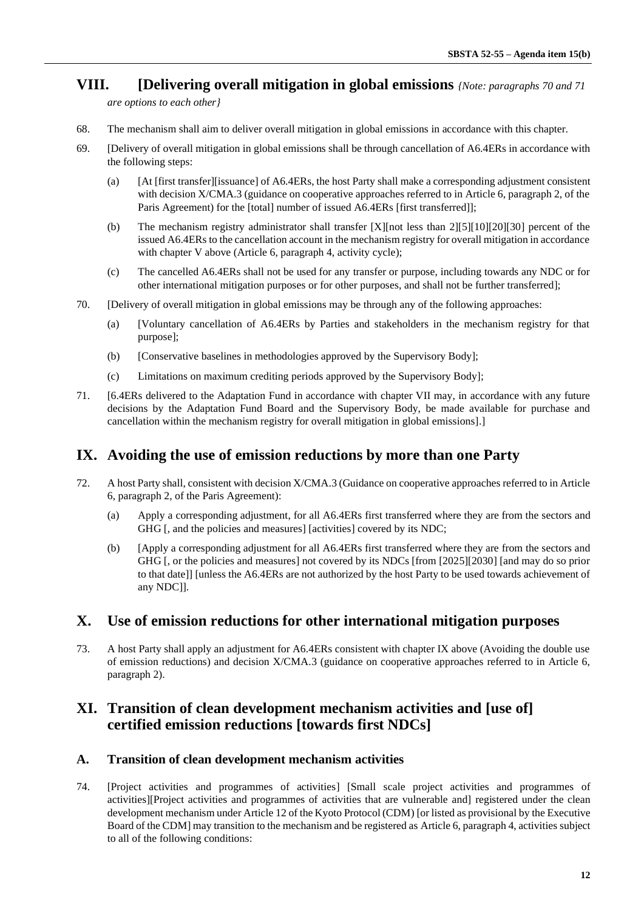## VIII. [Delivering overall mitigation in global emissions *{Note: paragraphs 70 and 71 are options to each other}*

68. The mechanism shall aim to deliver overall mitigation in global emissions in accordance with this chapter.

69. [Delivery of overall mitigation in global emissions shall be through cancellation of A6.4ERs in accordance with the following steps:

    (a) [At [first transfer][issuance] of A6.4ERs, the host Party shall make a corresponding adjustment consistent with decision X/CMA.3 (guidance on cooperative approaches referred to in Article 6, paragraph 2, of the Paris Agreement) for the [total] number of issued A6.4ERs [first transferred]];

    (b) The mechanism registry administrator shall transfer [X][not less than 2][5][10][20][30] percent of the issued A6.4ERs to the cancellation account in the mechanism registry for overall mitigation in accordance with chapter V above (Article 6, paragraph 4, activity cycle);

    (c) The cancelled A6.4ERs shall not be used for any transfer or purpose, including towards any NDC or for other international mitigation purposes or for other purposes, and shall not be further transferred];

70. [Delivery of overall mitigation in global emissions may be through any of the following approaches:

    (a) [Voluntary cancellation of A6.4ERs by Parties and stakeholders in the mechanism registry for that purpose];

    (b) [Conservative baselines in methodologies approved by the Supervisory Body];

    (c) Limitations on maximum crediting periods approved by the Supervisory Body];

71. [6.4ERs delivered to the Adaptation Fund in accordance with chapter VII may, in accordance with any future decisions by the Adaptation Fund Board and the Supervisory Body, be made available for purchase and cancellation within the mechanism registry for overall mitigation in global emissions].]

## IX. Avoiding the use of emission reductions by more than one Party

72. A host Party shall, consistent with decision X/CMA.3 (Guidance on cooperative approaches referred to in Article 6, paragraph 2, of the Paris Agreement):

    (a) Apply a corresponding adjustment, for all A6.4ERs first transferred where they are from the sectors and GHG [, and the policies and measures] [activities] covered by its NDC;

    (b) [Apply a corresponding adjustment for all A6.4ERs first transferred where they are from the sectors and GHG [, or the policies and measures] not covered by its NDCs [from [2025][2030] [and may do so prior to that date]] [unless the A6.4ERs are not authorized by the host Party to be used towards achievement of any NDC]].

## X. Use of emission reductions for other international mitigation purposes

73. A host Party shall apply an adjustment for A6.4ERs consistent with chapter IX above (Avoiding the double use of emission reductions) and decision X/CMA.3 (guidance on cooperative approaches referred to in Article 6, paragraph 2).

## XI. Transition of clean development mechanism activities and [use of] certified emission reductions [towards first NDCs]

### A. Transition of clean development mechanism activities

74. [Project activities and programmes of activities] [Small scale project activities and programmes of activities][Project activities and programmes of activities that are vulnerable and] registered under the clean development mechanism under Article 12 of the Kyoto Protocol (CDM) [or listed as provisional by the Executive Board of the CDM] may transition to the mechanism and be registered as Article 6, paragraph 4, activities subject to all of the following conditions: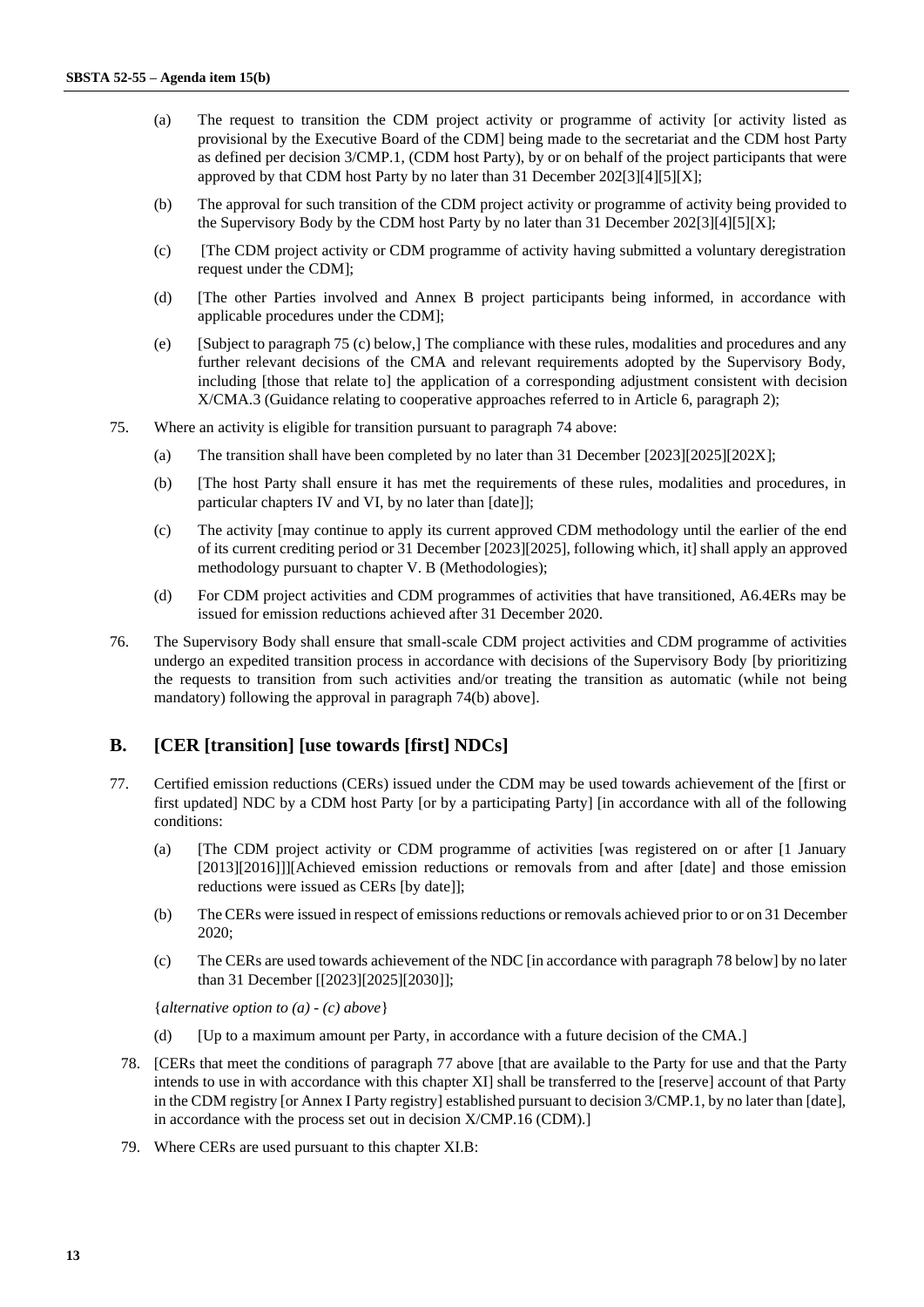(a) The request to transition the CDM project activity or programme of activity [or activity listed as provisional by the Executive Board of the CDM] being made to the secretariat and the CDM host Party as defined per decision 3/CMP.1, (CDM host Party), by or on behalf of the project participants that were approved by that CDM host Party by no later than 31 December 202[3][4][5][X];

(b) The approval for such transition of the CDM project activity or programme of activity being provided to the Supervisory Body by the CDM host Party by no later than 31 December 202[3][4][5][X];

(c) [The CDM project activity or CDM programme of activity having submitted a voluntary deregistration request under the CDM];

(d) [The other Parties involved and Annex B project participants being informed, in accordance with applicable procedures under the CDM];

(e) [Subject to paragraph 75 (c) below,] The compliance with these rules, modalities and procedures and any further relevant decisions of the CMA and relevant requirements adopted by the Supervisory Body, including [those that relate to] the application of a corresponding adjustment consistent with decision X/CMA.3 (Guidance relating to cooperative approaches referred to in Article 6, paragraph 2);

75. Where an activity is eligible for transition pursuant to paragraph 74 above:

(a) The transition shall have been completed by no later than 31 December [2023][2025][202X];

(b) [The host Party shall ensure it has met the requirements of these rules, modalities and procedures, in particular chapters IV and VI, by no later than [date]];

(c) The activity [may continue to apply its current approved CDM methodology until the earlier of the end of its current crediting period or 31 December [2023][2025], following which, it] shall apply an approved methodology pursuant to chapter V. B (Methodologies);

(d) For CDM project activities and CDM programmes of activities that have transitioned, A6.4ERs may be issued for emission reductions achieved after 31 December 2020.

76. The Supervisory Body shall ensure that small-scale CDM project activities and CDM programme of activities undergo an expedited transition process in accordance with decisions of the Supervisory Body [by prioritizing the requests to transition from such activities and/or treating the transition as automatic (while not being mandatory) following the approval in paragraph 74(b) above].

## B. [CER [transition] [use towards [first] NDCs]

77. Certified emission reductions (CERs) issued under the CDM may be used towards achievement of the [first or first updated] NDC by a CDM host Party [or by a participating Party] [in accordance with all of the following conditions:

(a) [The CDM project activity or CDM programme of activities [was registered on or after [1 January [2013][2016]]][Achieved emission reductions or removals from and after [date] and those emission reductions were issued as CERs [by date]];

(b) The CERs were issued in respect of emissions reductions or removals achieved prior to or on 31 December 2020;

(c) The CERs are used towards achievement of the NDC [in accordance with paragraph 78 below] by no later than 31 December [[2023][2025][2030]];

{*alternative option to (a) - (c) above*}

(d) [Up to a maximum amount per Party, in accordance with a future decision of the CMA.]

78. [CERs that meet the conditions of paragraph 77 above [that are available to the Party for use and that the Party intends to use in with accordance with this chapter XI] shall be transferred to the [reserve] account of that Party in the CDM registry [or Annex I Party registry] established pursuant to decision 3/CMP.1, by no later than [date], in accordance with the process set out in decision X/CMP.16 (CDM).]

79. Where CERs are used pursuant to this chapter XI.B: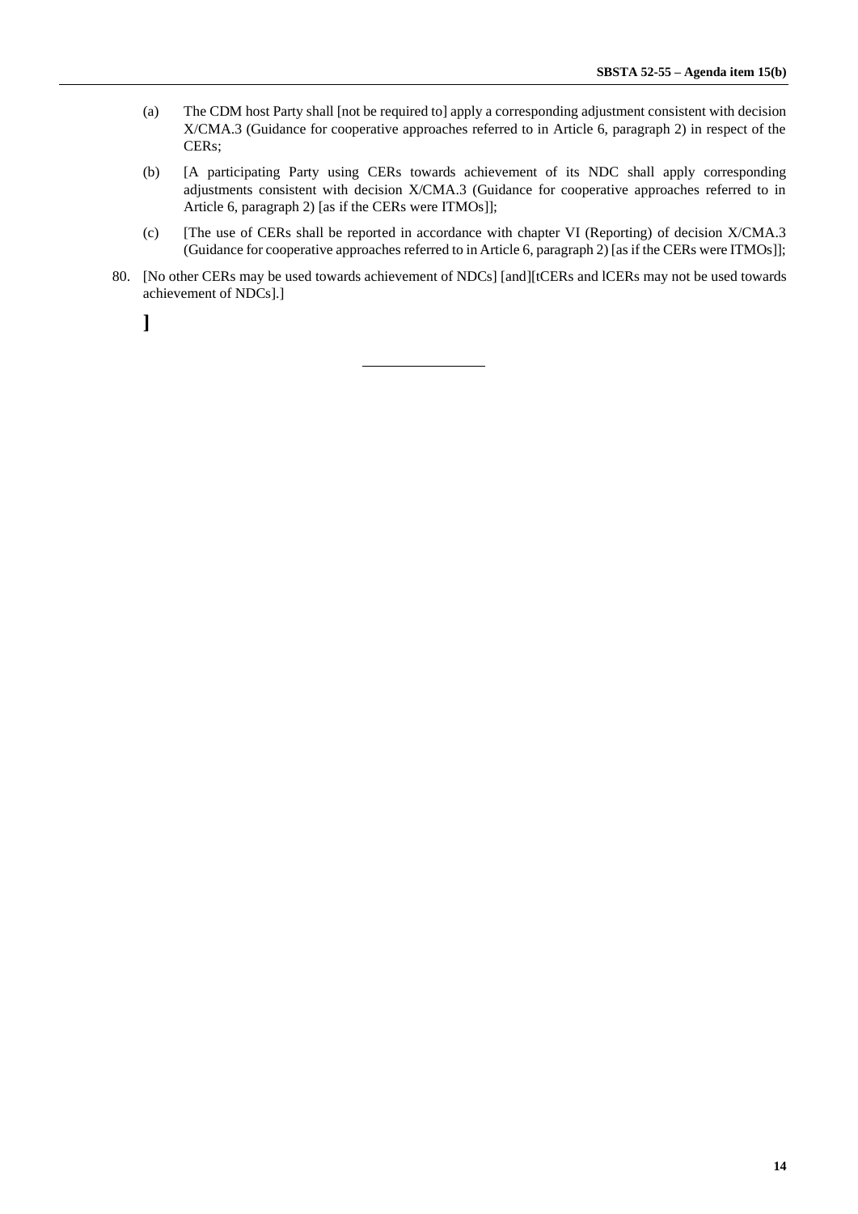(a) The CDM host Party shall [not be required to] apply a corresponding adjustment consistent with decision X/CMA.3 (Guidance for cooperative approaches referred to in Article 6, paragraph 2) in respect of the CERs;

(b) [A participating Party using CERs towards achievement of its NDC shall apply corresponding adjustments consistent with decision X/CMA.3 (Guidance for cooperative approaches referred to in Article 6, paragraph 2) [as if the CERs were ITMOs]];

(c) [The use of CERs shall be reported in accordance with chapter VI (Reporting) of decision X/CMA.3 (Guidance for cooperative approaches referred to in Article 6, paragraph 2) [as if the CERs were ITMOs]];

80. [No other CERs may be used towards achievement of NDCs] [and][tCERs and lCERs may not be used towards achievement of NDCs].]

**]**